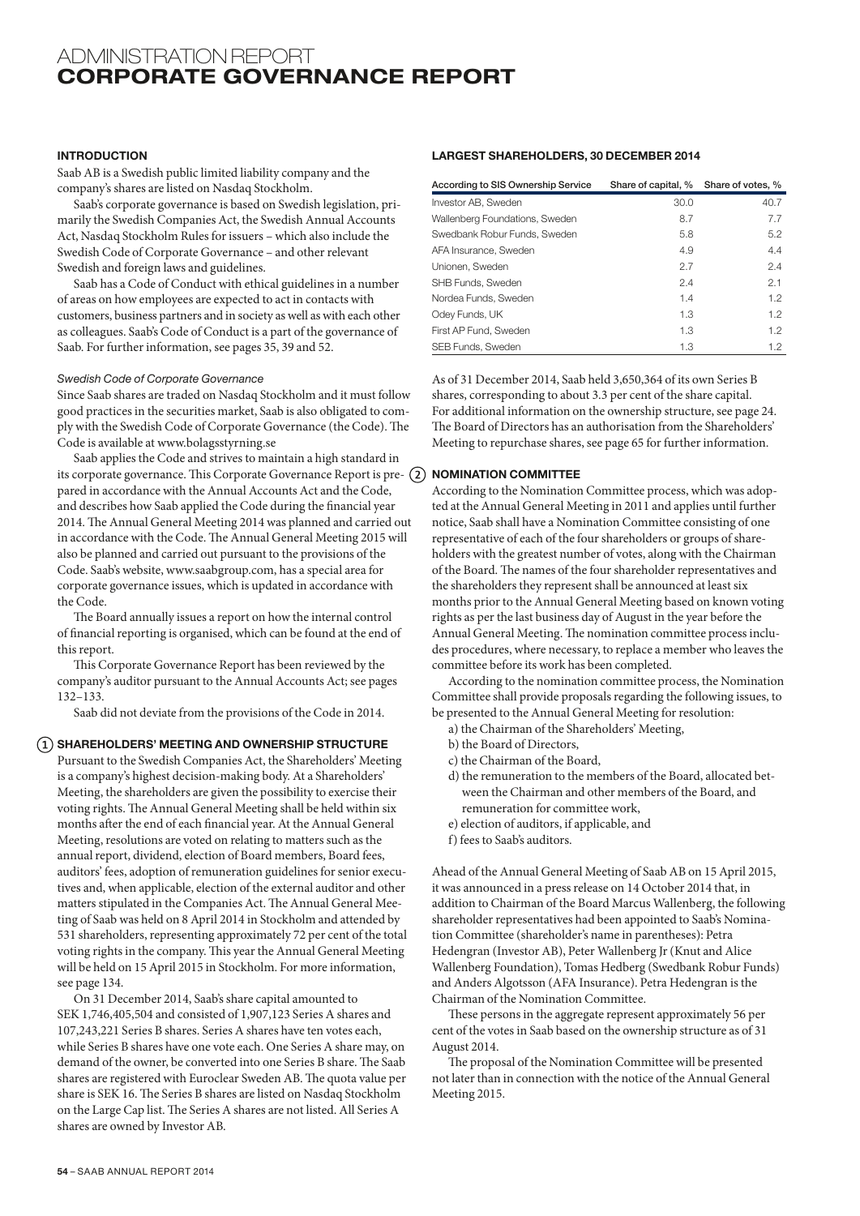# ADMINISTRATION REPORT
# CORPORATE GOVERNANCE REPORT

## INTRODUCTION

Saab AB is a Swedish public limited liability company and the company's shares are listed on Nasdaq Stockholm.

Saab's corporate governance is based on Swedish legislation, primarily the Swedish Companies Act, the Swedish Annual Accounts Act, Nasdaq Stockholm Rules for issuers – which also include the Swedish Code of Corporate Governance – and other relevant Swedish and foreign laws and guidelines.

Saab has a Code of Conduct with ethical guidelines in a number of areas on how employees are expected to act in contacts with customers, business partners and in society as well as with each other as colleagues. Saab's Code of Conduct is a part of the governance of Saab. For further information, see pages 35, 39 and 52.

*Swedish Code of Corporate Governance*

Since Saab shares are traded on Nasdaq Stockholm and it must follow good practices in the securities market, Saab is also obligated to comply with the Swedish Code of Corporate Governance (the Code). The Code is available at www.bolagsstyrning.se

Saab applies the Code and strives to maintain a high standard in its corporate governance. This Corporate Governance Report is prepared in accordance with the Annual Accounts Act and the Code, and describes how Saab applied the Code during the financial year 2014. The Annual General Meeting 2014 was planned and carried out in accordance with the Code. The Annual General Meeting 2015 will also be planned and carried out pursuant to the provisions of the Code. Saab's website, www.saabgroup.com, has a special area for corporate governance issues, which is updated in accordance with the Code.

The Board annually issues a report on how the internal control of financial reporting is organised, which can be found at the end of this report.

This Corporate Governance Report has been reviewed by the company's auditor pursuant to the Annual Accounts Act; see pages 132–133.

Saab did not deviate from the provisions of the Code in 2014.

## 1 SHAREHOLDERS' MEETING AND OWNERSHIP STRUCTURE

Pursuant to the Swedish Companies Act, the Shareholders' Meeting is a company's highest decision-making body. At a Shareholders' Meeting, the shareholders are given the possibility to exercise their voting rights. The Annual General Meeting shall be held within six months after the end of each financial year. At the Annual General Meeting, resolutions are voted on relating to matters such as the annual report, dividend, election of Board members, Board fees, auditors' fees, adoption of remuneration guidelines for senior executives and, when applicable, election of the external auditor and other matters stipulated in the Companies Act. The Annual General Meeting of Saab was held on 8 April 2014 in Stockholm and attended by 531 shareholders, representing approximately 72 per cent of the total voting rights in the company. This year the Annual General Meeting will be held on 15 April 2015 in Stockholm. For more information, see page 134.

On 31 December 2014, Saab's share capital amounted to SEK 1,746,405,504 and consisted of 1,907,123 Series A shares and 107,243,221 Series B shares. Series A shares have ten votes each, while Series B shares have one vote each. One Series A share may, on demand of the owner, be converted into one Series B share. The Saab shares are registered with Euroclear Sweden AB. The quota value per share is SEK 16. The Series B shares are listed on Nasdaq Stockholm on the Large Cap list. The Series A shares are not listed. All Series A shares are owned by Investor AB.

## LARGEST SHAREHOLDERS, 30 DECEMBER 2014

| According to SIS Ownership Service | Share of capital, % | Share of votes, % |
|---|---|---|
| Investor AB, Sweden | 30.0 | 40.7 |
| Wallenberg Foundations, Sweden | 8.7 | 7.7 |
| Swedbank Robur Funds, Sweden | 5.8 | 5.2 |
| AFA Insurance, Sweden | 4.9 | 4.4 |
| Unionen, Sweden | 2.7 | 2.4 |
| SHB Funds, Sweden | 2.4 | 2.1 |
| Nordea Funds, Sweden | 1.4 | 1.2 |
| Odey Funds, UK | 1.3 | 1.2 |
| First AP Fund, Sweden | 1.3 | 1.2 |
| SEB Funds, Sweden | 1.3 | 1.2 |

As of 31 December 2014, Saab held 3,650,364 of its own Series B shares, corresponding to about 3.3 per cent of the share capital. For additional information on the ownership structure, see page 24. The Board of Directors has an authorisation from the Shareholders' Meeting to repurchase shares, see page 65 for further information.

## 2 NOMINATION COMMITTEE

According to the Nomination Committee process, which was adopted at the Annual General Meeting in 2011 and applies until further notice, Saab shall have a Nomination Committee consisting of one representative of each of the four shareholders or groups of shareholders with the greatest number of votes, along with the Chairman of the Board. The names of the four shareholder representatives and the shareholders they represent shall be announced at least six months prior to the Annual General Meeting based on known voting rights as per the last business day of August in the year before the Annual General Meeting. The nomination committee process includes procedures, where necessary, to replace a member who leaves the committee before its work has been completed.

According to the nomination committee process, the Nomination Committee shall provide proposals regarding the following issues, to be presented to the Annual General Meeting for resolution:

a) the Chairman of the Shareholders' Meeting,
b) the Board of Directors,
c) the Chairman of the Board,
d) the remuneration to the members of the Board, allocated between the Chairman and other members of the Board, and remuneration for committee work,
e) election of auditors, if applicable, and
f) fees to Saab's auditors.

Ahead of the Annual General Meeting of Saab AB on 15 April 2015, it was announced in a press release on 14 October 2014 that, in addition to Chairman of the Board Marcus Wallenberg, the following shareholder representatives had been appointed to Saab's Nomination Committee (shareholder's name in parentheses): Petra Hedengran (Investor AB), Peter Wallenberg Jr (Knut and Alice Wallenberg Foundation), Tomas Hedberg (Swedbank Robur Funds) and Anders Algotsson (AFA Insurance). Petra Hedengran is the Chairman of the Nomination Committee.

These persons in the aggregate represent approximately 56 per cent of the votes in Saab based on the ownership structure as of 31 August 2014.

The proposal of the Nomination Committee will be presented not later than in connection with the notice of the Annual General Meeting 2015.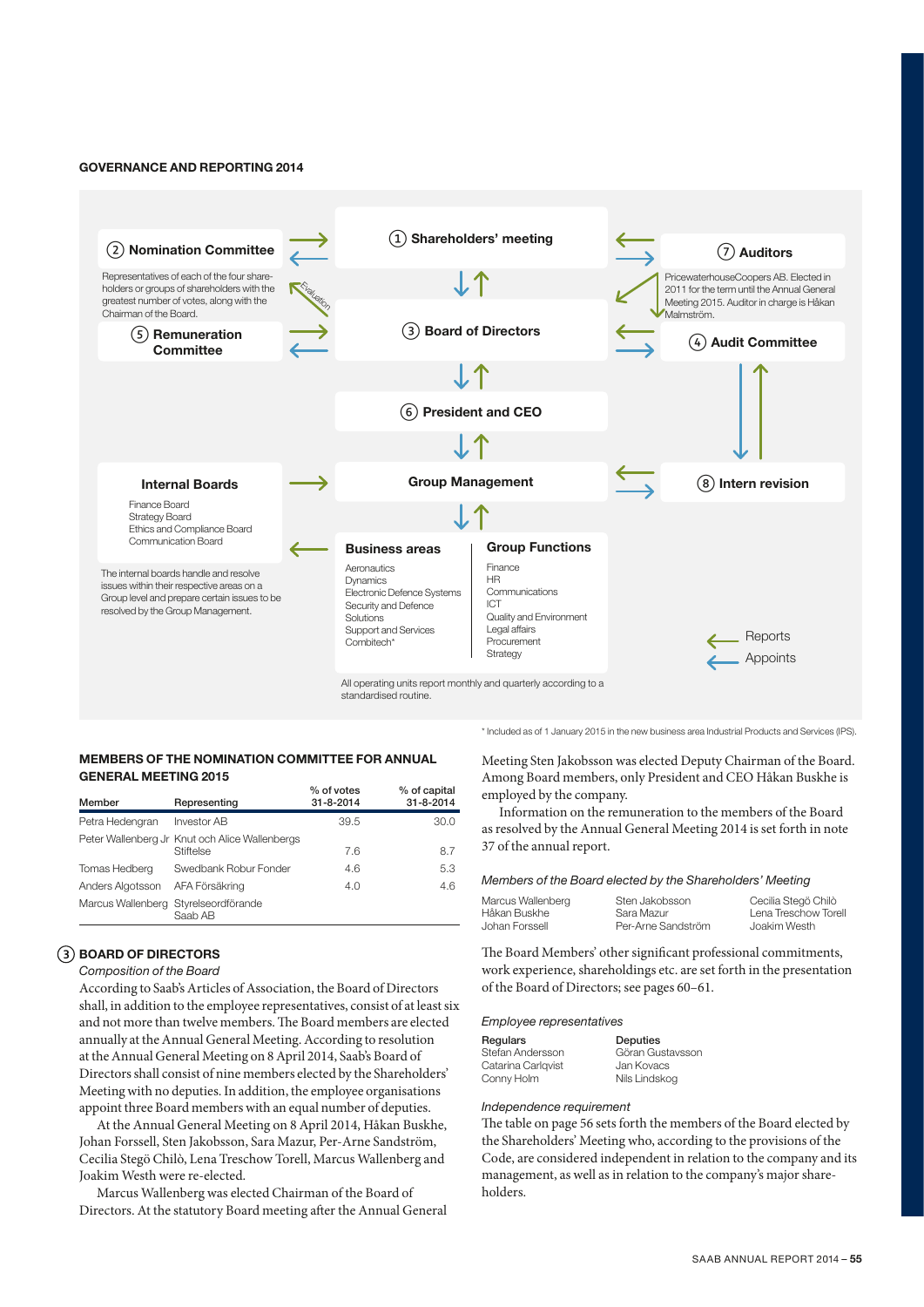## GOVERNANCE AND REPORTING 2014

(1) Shareholders' meeting

(2) Nomination Committee

Representatives of each of the four shareholders or groups of shareholders with the greatest number of votes, along with the Chairman of the Board.

Evaluation

(7) Auditors

PricewaterhouseCoopers AB. Elected in 2011 for the term until the Annual General Meeting 2015. Auditor in charge is Håkan Malmström.

(3) Board of Directors

(5) Remuneration Committee

(4) Audit Committee

(6) President and CEO

Group Management

Internal Boards

Finance Board
Strategy Board
Ethics and Compliance Board
Communication Board

The internal boards handle and resolve issues within their respective areas on a Group level and prepare certain issues to be resolved by the Group Management.

(8) Intern revision

**Business areas**

Aeronautics
Dynamics
Electronic Defence Systems
Security and Defence Solutions
Support and Services
Combitech*

**Group Functions**

Finance
HR
Communications
ICT
Quality and Environment
Legal affairs
Procurement
Strategy

All operating units report monthly and quarterly according to a standardised routine.

Reports
Appoints

\* Included as of 1 January 2015 in the new business area Industrial Products and Services (IPS).

### MEMBERS OF THE NOMINATION COMMITTEE FOR ANNUAL GENERAL MEETING 2015

| Member | Representing | % of votes 31-8-2014 | % of capital 31-8-2014 |
|---|---|---|---|
| Petra Hedengran | Investor AB | 39.5 | 30.0 |
| Peter Wallenberg Jr | Knut och Alice Wallenbergs Stiftelse | 7.6 | 8.7 |
| Tomas Hedberg | Swedbank Robur Fonder | 4.6 | 5.3 |
| Anders Algotsson | AFA Försäkring | 4.0 | 4.6 |
| Marcus Wallenberg | Styrelseordförande Saab AB | | |

### (3) BOARD OF DIRECTORS

*Composition of the Board*

According to Saab's Articles of Association, the Board of Directors shall, in addition to the employee representatives, consist of at least six and not more than twelve members. The Board members are elected annually at the Annual General Meeting. According to resolution at the Annual General Meeting on 8 April 2014, Saab's Board of Directors shall consist of nine members elected by the Shareholders' Meeting with no deputies. In addition, the employee organisations appoint three Board members with an equal number of deputies.

At the Annual General Meeting on 8 April 2014, Håkan Buskhe, Johan Forssell, Sten Jakobsson, Sara Mazur, Per-Arne Sandström, Cecilia Stegö Chilò, Lena Treschow Torell, Marcus Wallenberg and Joakim Westh were re-elected.

Marcus Wallenberg was elected Chairman of the Board of Directors. At the statutory Board meeting after the Annual General Meeting Sten Jakobsson was elected Deputy Chairman of the Board. Among Board members, only President and CEO Håkan Buskhe is employed by the company.

Information on the remuneration to the members of the Board as resolved by the Annual General Meeting 2014 is set forth in note 37 of the annual report.

*Members of the Board elected by the Shareholders' Meeting*

| | | |
|---|---|---|
| Marcus Wallenberg | Sten Jakobsson | Cecilia Stegö Chilò |
| Håkan Buskhe | Sara Mazur | Lena Treschow Torell |
| Johan Forssell | Per-Arne Sandström | Joakim Westh |

The Board Members' other significant professional commitments, work experience, shareholdings etc. are set forth in the presentation of the Board of Directors; see pages 60–61.

*Employee representatives*

| Regulars | Deputies |
|---|---|
| Stefan Andersson | Göran Gustavsson |
| Catarina Carlqvist | Jan Kovacs |
| Conny Holm | Nils Lindskog |

*Independence requirement*

The table on page 56 sets forth the members of the Board elected by the Shareholders' Meeting who, according to the provisions of the Code, are considered independent in relation to the company and its management, as well as in relation to the company's major shareholders.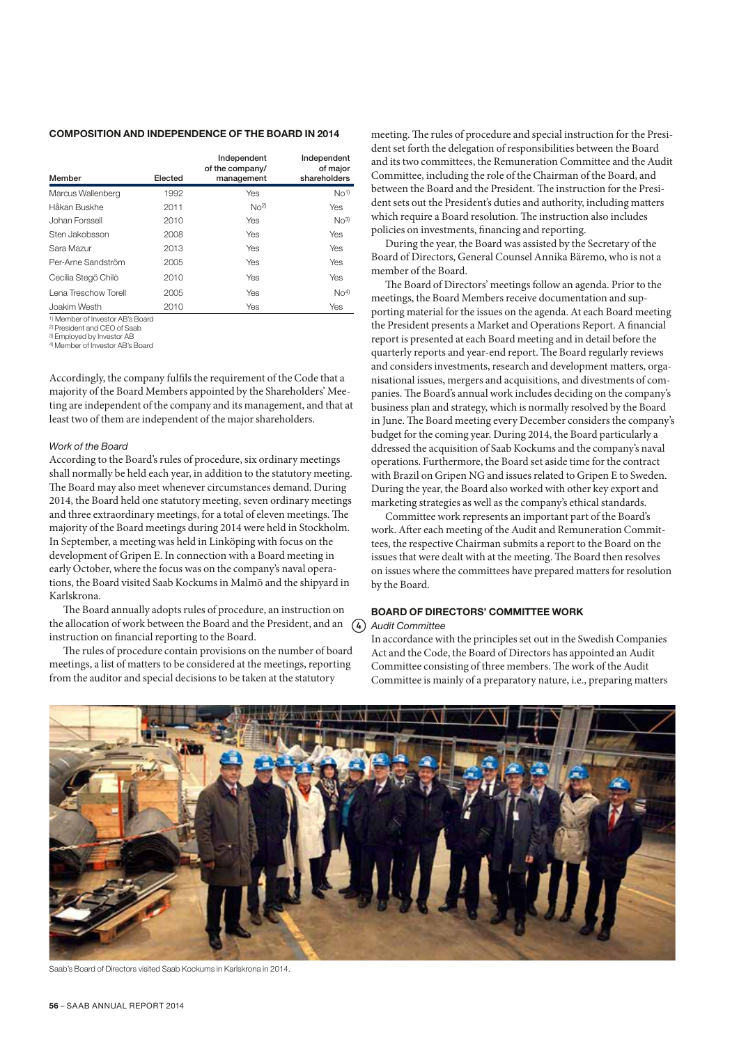### COMPOSITION AND INDEPENDENCE OF THE BOARD IN 2014

| Member | Elected | Independent of the company/ management | Independent of major shareholders |
|---|---|---|---|
| Marcus Wallenberg | 1992 | Yes | No[1] |
| Håkan Buskhe | 2011 | No[2] | Yes |
| Johan Forssell | 2010 | Yes | No[3] |
| Sten Jakobsson | 2008 | Yes | Yes |
| Sara Mazur | 2013 | Yes | Yes |
| Per-Arne Sandström | 2005 | Yes | Yes |
| Cecilia Stegö Chilò | 2010 | Yes | Yes |
| Lena Treschow Torell | 2005 | Yes | No[4] |
| Joakim Westh | 2010 | Yes | Yes |

1) Member of Investor AB's Board
2) President and CEO of Saab
3) Employed by Investor AB
4) Member of Investor AB's Board

Accordingly, the company fulfils the requirement of the Code that a majority of the Board Members appointed by the Shareholders' Meeting are independent of the company and its management, and that at least two of them are independent of the major shareholders.

*Work of the Board*

According to the Board's rules of procedure, six ordinary meetings shall normally be held each year, in addition to the statutory meeting. The Board may also meet whenever circumstances demand. During 2014, the Board held one statutory meeting, seven ordinary meetings and three extraordinary meetings, for a total of eleven meetings. The majority of the Board meetings during 2014 were held in Stockholm. In September, a meeting was held in Linköping with focus on the development of Gripen E. In connection with a Board meeting in early October, where the focus was on the company's naval operations, the Board visited Saab Kockums in Malmö and the shipyard in Karlskrona.

The Board annually adopts rules of procedure, an instruction on the allocation of work between the Board and the President, and an instruction on financial reporting to the Board.

The rules of procedure contain provisions on the number of board meetings, a list of matters to be considered at the meetings, reporting from the auditor and special decisions to be taken at the statutory meeting. The rules of procedure and special instruction for the President set forth the delegation of responsibilities between the Board and its two committees, the Remuneration Committee and the Audit Committee, including the role of the Chairman of the Board, and between the Board and the President. The instruction for the President sets out the President's duties and authority, including matters which require a Board resolution. The instruction also includes policies on investments, financing and reporting.

During the year, the Board was assisted by the Secretary of the Board of Directors, General Counsel Annika Bäremo, who is not a member of the Board.

The Board of Directors' meetings follow an agenda. Prior to the meetings, the Board Members receive documentation and supporting material for the issues on the agenda. At each Board meeting the President presents a Market and Operations Report. A financial report is presented at each Board meeting and in detail before the quarterly reports and year-end report. The Board regularly reviews and considers investments, research and development matters, organisational issues, mergers and acquisitions, and divestments of companies. The Board's annual work includes deciding on the company's business plan and strategy, which is normally resolved by the Board in June. The Board meeting every December considers the company's budget for the coming year. During 2014, the Board particularly a ddressed the acquisition of Saab Kockums and the company's naval operations. Furthermore, the Board set aside time for the contract with Brazil on Gripen NG and issues related to Gripen E to Sweden. During the year, the Board also worked with other key export and marketing strategies as well as the company's ethical standards.

Committee work represents an important part of the Board's work. After each meeting of the Audit and Remuneration Committees, the respective Chairman submits a report to the Board on the issues that were dealt with at the meeting. The Board then resolves on issues where the committees have prepared matters for resolution by the Board.

### BOARD OF DIRECTORS' COMMITTEE WORK

(4) *Audit Committee*

In accordance with the principles set out in the Swedish Companies Act and the Code, the Board of Directors has appointed an Audit Committee consisting of three members. The work of the Audit Committee is mainly of a preparatory nature, i.e., preparing matters

Saab's Board of Directors visited Saab Kockums in Karlskrona in 2014.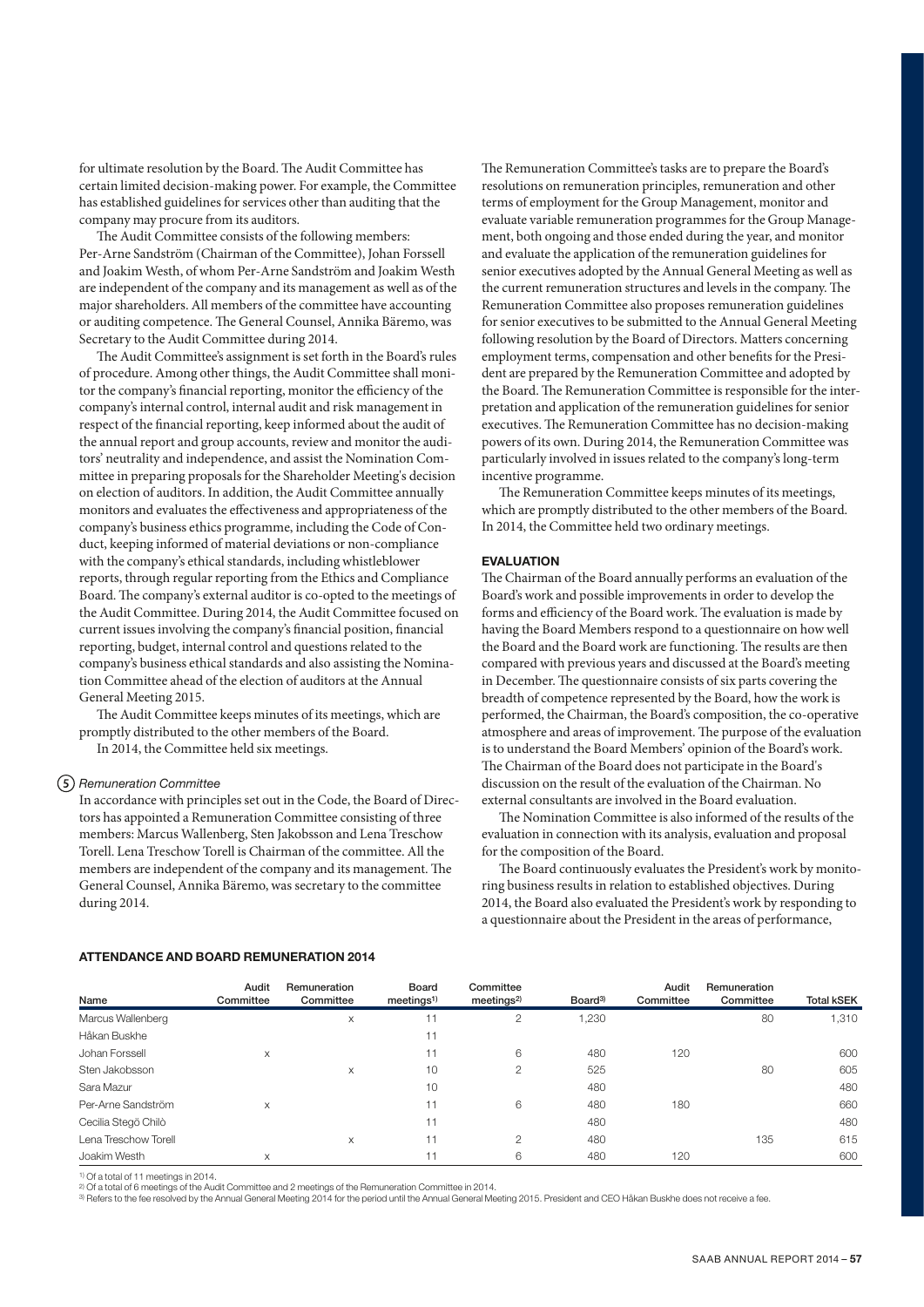for ultimate resolution by the Board. The Audit Committee has certain limited decision-making power. For example, the Committee has established guidelines for services other than auditing that the company may procure from its auditors.

The Audit Committee consists of the following members: Per-Arne Sandström (Chairman of the Committee), Johan Forssell and Joakim Westh, of whom Per-Arne Sandström and Joakim Westh are independent of the company and its management as well as of the major shareholders. All members of the committee have accounting or auditing competence. The General Counsel, Annika Bäremo, was Secretary to the Audit Committee during 2014.

The Audit Committee's assignment is set forth in the Board's rules of procedure. Among other things, the Audit Committee shall monitor the company's financial reporting, monitor the efficiency of the company's internal control, internal audit and risk management in respect of the financial reporting, keep informed about the audit of the annual report and group accounts, review and monitor the auditors' neutrality and independence, and assist the Nomination Committee in preparing proposals for the Shareholder Meeting's decision on election of auditors. In addition, the Audit Committee annually monitors and evaluates the effectiveness and appropriateness of the company's business ethics programme, including the Code of Conduct, keeping informed of material deviations or non-compliance with the company's ethical standards, including whistleblower reports, through regular reporting from the Ethics and Compliance Board. The company's external auditor is co-opted to the meetings of the Audit Committee. During 2014, the Audit Committee focused on current issues involving the company's financial position, financial reporting, budget, internal control and questions related to the company's business ethical standards and also assisting the Nomination Committee ahead of the election of auditors at the Annual General Meeting 2015.

The Audit Committee keeps minutes of its meetings, which are promptly distributed to the other members of the Board.

In 2014, the Committee held six meetings.

### 5 *Remuneration Committee*

In accordance with principles set out in the Code, the Board of Directors has appointed a Remuneration Committee consisting of three members: Marcus Wallenberg, Sten Jakobsson and Lena Treschow Torell. Lena Treschow Torell is Chairman of the committee. All the members are independent of the company and its management. The General Counsel, Annika Bäremo, was secretary to the committee during 2014.

The Remuneration Committee's tasks are to prepare the Board's resolutions on remuneration principles, remuneration and other terms of employment for the Group Management, monitor and evaluate variable remuneration programmes for the Group Management, both ongoing and those ended during the year, and monitor and evaluate the application of the remuneration guidelines for senior executives adopted by the Annual General Meeting as well as the current remuneration structures and levels in the company. The Remuneration Committee also proposes remuneration guidelines for senior executives to be submitted to the Annual General Meeting following resolution by the Board of Directors. Matters concerning employment terms, compensation and other benefits for the President are prepared by the Remuneration Committee and adopted by the Board. The Remuneration Committee is responsible for the interpretation and application of the remuneration guidelines for senior executives. The Remuneration Committee has no decision-making powers of its own. During 2014, the Remuneration Committee was particularly involved in issues related to the company's long-term incentive programme.

The Remuneration Committee keeps minutes of its meetings, which are promptly distributed to the other members of the Board. In 2014, the Committee held two ordinary meetings.

### EVALUATION

The Chairman of the Board annually performs an evaluation of the Board's work and possible improvements in order to develop the forms and efficiency of the Board work. The evaluation is made by having the Board Members respond to a questionnaire on how well the Board and the Board work are functioning. The results are then compared with previous years and discussed at the Board's meeting in December. The questionnaire consists of six parts covering the breadth of competence represented by the Board, how the work is performed, the Chairman, the Board's composition, the co-operative atmosphere and areas of improvement. The purpose of the evaluation is to understand the Board Members' opinion of the Board's work. The Chairman of the Board does not participate in the Board's discussion on the result of the evaluation of the Chairman. No external consultants are involved in the Board evaluation.

The Nomination Committee is also informed of the results of the evaluation in connection with its analysis, evaluation and proposal for the composition of the Board.

The Board continuously evaluates the President's work by monitoring business results in relation to established objectives. During 2014, the Board also evaluated the President's work by responding to a questionnaire about the President in the areas of performance,

### ATTENDANCE AND BOARD REMUNERATION 2014

| Name | Audit Committee | Remuneration Committee | Board meetings[1] | Committee meetings[2] | Board[3] | Audit Committee | Remuneration Committee | Total kSEK |
|---|---|---|---|---|---|---|---|---|
| Marcus Wallenberg | | x | 11 | 2 | 1,230 | | 80 | 1,310 |
| Håkan Buskhe | | | 11 | | | | | |
| Johan Forssell | x | | 11 | 6 | 480 | 120 | | 600 |
| Sten Jakobsson | | x | 10 | 2 | 525 | | 80 | 605 |
| Sara Mazur | | | 10 | | 480 | | | 480 |
| Per-Arne Sandström | x | | 11 | 6 | 480 | 180 | | 660 |
| Cecilia Stegö Chilò | | | 11 | | 480 | | | 480 |
| Lena Treschow Torell | | x | 11 | 2 | 480 | | 135 | 615 |
| Joakim Westh | x | | 11 | 6 | 480 | 120 | | 600 |

1) Of a total of 11 meetings in 2014.
2) Of a total of 6 meetings of the Audit Committee and 2 meetings of the Remuneration Committee in 2014.
3) Refers to the fee resolved by the Annual General Meeting 2014 for the period until the Annual General Meeting 2015. President and CEO Håkan Buskhe does not receive a fee.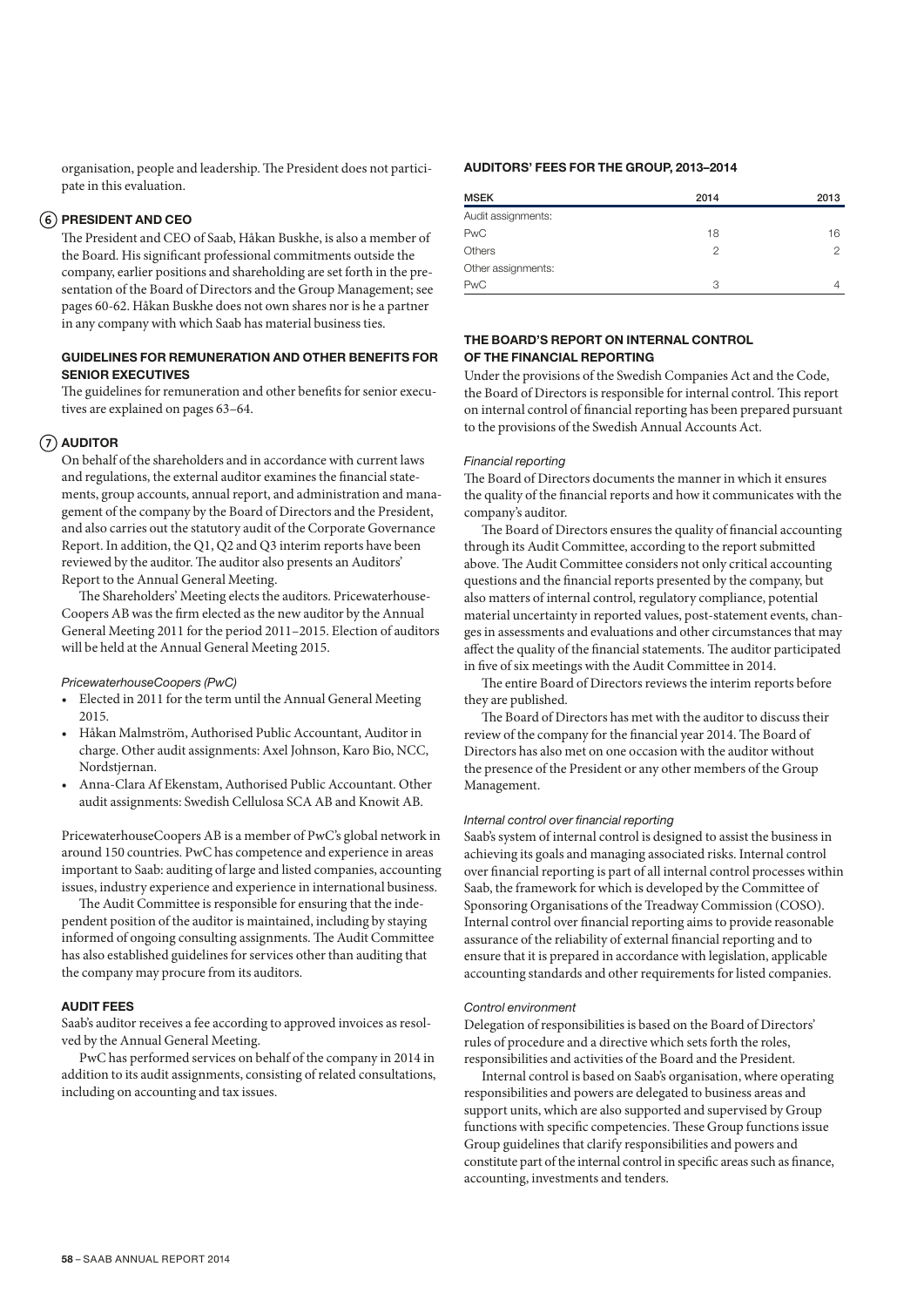organisation, people and leadership. The President does not participate in this evaluation.

## 6 PRESIDENT AND CEO

The President and CEO of Saab, Håkan Buskhe, is also a member of the Board. His significant professional commitments outside the company, earlier positions and shareholding are set forth in the presentation of the Board of Directors and the Group Management; see pages 60-62. Håkan Buskhe does not own shares nor is he a partner in any company with which Saab has material business ties.

### GUIDELINES FOR REMUNERATION AND OTHER BENEFITS FOR SENIOR EXECUTIVES

The guidelines for remuneration and other benefits for senior executives are explained on pages 63–64.

## 7 AUDITOR

On behalf of the shareholders and in accordance with current laws and regulations, the external auditor examines the financial statements, group accounts, annual report, and administration and management of the company by the Board of Directors and the President, and also carries out the statutory audit of the Corporate Governance Report. In addition, the Q1, Q2 and Q3 interim reports have been reviewed by the auditor. The auditor also presents an Auditors' Report to the Annual General Meeting.

The Shareholders' Meeting elects the auditors. PricewaterhouseCoopers AB was the firm elected as the new auditor by the Annual General Meeting 2011 for the period 2011–2015. Election of auditors will be held at the Annual General Meeting 2015.

*PricewaterhouseCoopers (PwC)*

- Elected in 2011 for the term until the Annual General Meeting 2015.
- Håkan Malmström, Authorised Public Accountant, Auditor in charge. Other audit assignments: Axel Johnson, Karo Bio, NCC, Nordstjernan.
- Anna-Clara Af Ekenstam, Authorised Public Accountant. Other audit assignments: Swedish Cellulosa SCA AB and Knowit AB.

PricewaterhouseCoopers AB is a member of PwC's global network in around 150 countries. PwC has competence and experience in areas important to Saab: auditing of large and listed companies, accounting issues, industry experience and experience in international business.

The Audit Committee is responsible for ensuring that the independent position of the auditor is maintained, including by staying informed of ongoing consulting assignments. The Audit Committee has also established guidelines for services other than auditing that the company may procure from its auditors.

### AUDIT FEES

Saab's auditor receives a fee according to approved invoices as resolved by the Annual General Meeting.

PwC has performed services on behalf of the company in 2014 in addition to its audit assignments, consisting of related consultations, including on accounting and tax issues.

### AUDITORS' FEES FOR THE GROUP, 2013–2014

| MSEK | 2014 | 2013 |
|---|---|---|
| Audit assignments: | | |
| PwC | 18 | 16 |
| Others | 2 | 2 |
| Other assignments: | | |
| PwC | 3 | 4 |

### THE BOARD'S REPORT ON INTERNAL CONTROL OF THE FINANCIAL REPORTING

Under the provisions of the Swedish Companies Act and the Code, the Board of Directors is responsible for internal control. This report on internal control of financial reporting has been prepared pursuant to the provisions of the Swedish Annual Accounts Act.

*Financial reporting*

The Board of Directors documents the manner in which it ensures the quality of the financial reports and how it communicates with the company's auditor.

The Board of Directors ensures the quality of financial accounting through its Audit Committee, according to the report submitted above. The Audit Committee considers not only critical accounting questions and the financial reports presented by the company, but also matters of internal control, regulatory compliance, potential material uncertainty in reported values, post-statement events, changes in assessments and evaluations and other circumstances that may affect the quality of the financial statements. The auditor participated in five of six meetings with the Audit Committee in 2014.

The entire Board of Directors reviews the interim reports before they are published.

The Board of Directors has met with the auditor to discuss their review of the company for the financial year 2014. The Board of Directors has also met on one occasion with the auditor without the presence of the President or any other members of the Group Management.

*Internal control over financial reporting*

Saab's system of internal control is designed to assist the business in achieving its goals and managing associated risks. Internal control over financial reporting is part of all internal control processes within Saab, the framework for which is developed by the Committee of Sponsoring Organisations of the Treadway Commission (COSO). Internal control over financial reporting aims to provide reasonable assurance of the reliability of external financial reporting and to ensure that it is prepared in accordance with legislation, applicable accounting standards and other requirements for listed companies.

*Control environment*

Delegation of responsibilities is based on the Board of Directors' rules of procedure and a directive which sets forth the roles, responsibilities and activities of the Board and the President.

Internal control is based on Saab's organisation, where operating responsibilities and powers are delegated to business areas and support units, which are also supported and supervised by Group functions with specific competencies. These Group functions issue Group guidelines that clarify responsibilities and powers and constitute part of the internal control in specific areas such as finance, accounting, investments and tenders.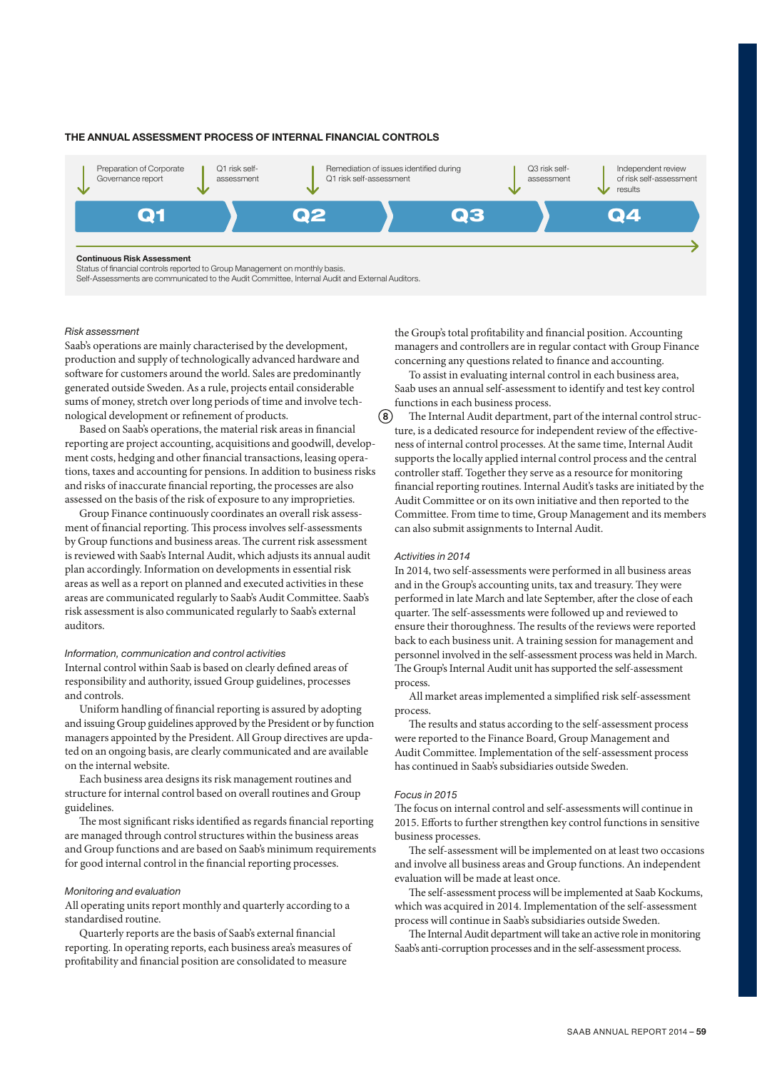### THE ANNUAL ASSESSMENT PROCESS OF INTERNAL FINANCIAL CONTROLS

| Q1 | Q2 | Q3 | Q4 |
|---|---|---|---|
| Preparation of Corporate Governance report; Q1 risk self-assessment | Remediation of issues identified during Q1 risk self-assessment | Q3 risk self-assessment | Independent review of risk self-assessment results |

**Continuous Risk Assessment**
Status of financial controls reported to Group Management on monthly basis.
Self-Assessments are communicated to the Audit Committee, Internal Audit and External Auditors.

*Risk assessment*

Saab's operations are mainly characterised by the development, production and supply of technologically advanced hardware and software for customers around the world. Sales are predominantly generated outside Sweden. As a rule, projects entail considerable sums of money, stretch over long periods of time and involve technological development or refinement of products.

Based on Saab's operations, the material risk areas in financial reporting are project accounting, acquisitions and goodwill, development costs, hedging and other financial transactions, leasing operations, taxes and accounting for pensions. In addition to business risks and risks of inaccurate financial reporting, the processes are also assessed on the basis of the risk of exposure to any improprieties.

Group Finance continuously coordinates an overall risk assessment of financial reporting. This process involves self-assessments by Group functions and business areas. The current risk assessment is reviewed with Saab's Internal Audit, which adjusts its annual audit plan accordingly. Information on developments in essential risk areas as well as a report on planned and executed activities in these areas are communicated regularly to Saab's Audit Committee. Saab's risk assessment is also communicated regularly to Saab's external auditors.

*Information, communication and control activities*

Internal control within Saab is based on clearly defined areas of responsibility and authority, issued Group guidelines, processes and controls.

Uniform handling of financial reporting is assured by adopting and issuing Group guidelines approved by the President or by function managers appointed by the President. All Group directives are updated on an ongoing basis, are clearly communicated and are available on the internal website.

Each business area designs its risk management routines and structure for internal control based on overall routines and Group guidelines.

The most significant risks identified as regards financial reporting are managed through control structures within the business areas and Group functions and are based on Saab's minimum requirements for good internal control in the financial reporting processes.

*Monitoring and evaluation*

All operating units report monthly and quarterly according to a standardised routine.

Quarterly reports are the basis of Saab's external financial reporting. In operating reports, each business area's measures of profitability and financial position are consolidated to measure the Group's total profitability and financial position. Accounting managers and controllers are in regular contact with Group Finance concerning any questions related to finance and accounting.

To assist in evaluating internal control in each business area, Saab uses an annual self-assessment to identify and test key control functions in each business process.

(8) The Internal Audit department, part of the internal control structure, is a dedicated resource for independent review of the effectiveness of internal control processes. At the same time, Internal Audit supports the locally applied internal control process and the central controller staff. Together they serve as a resource for monitoring financial reporting routines. Internal Audit's tasks are initiated by the Audit Committee or on its own initiative and then reported to the Committee. From time to time, Group Management and its members can also submit assignments to Internal Audit.

*Activities in 2014*

In 2014, two self-assessments were performed in all business areas and in the Group's accounting units, tax and treasury. They were performed in late March and late September, after the close of each quarter. The self-assessments were followed up and reviewed to ensure their thoroughness. The results of the reviews were reported back to each business unit. A training session for management and personnel involved in the self-assessment process was held in March. The Group's Internal Audit unit has supported the self-assessment process.

All market areas implemented a simplified risk self-assessment process.

The results and status according to the self-assessment process were reported to the Finance Board, Group Management and Audit Committee. Implementation of the self-assessment process has continued in Saab's subsidiaries outside Sweden.

*Focus in 2015*

The focus on internal control and self-assessments will continue in 2015. Efforts to further strengthen key control functions in sensitive business processes.

The self-assessment will be implemented on at least two occasions and involve all business areas and Group functions. An independent evaluation will be made at least once.

The self-assessment process will be implemented at Saab Kockums, which was acquired in 2014. Implementation of the self-assessment process will continue in Saab's subsidiaries outside Sweden.

The Internal Audit department will take an active role in monitoring Saab's anti-corruption processes and in the self-assessment process.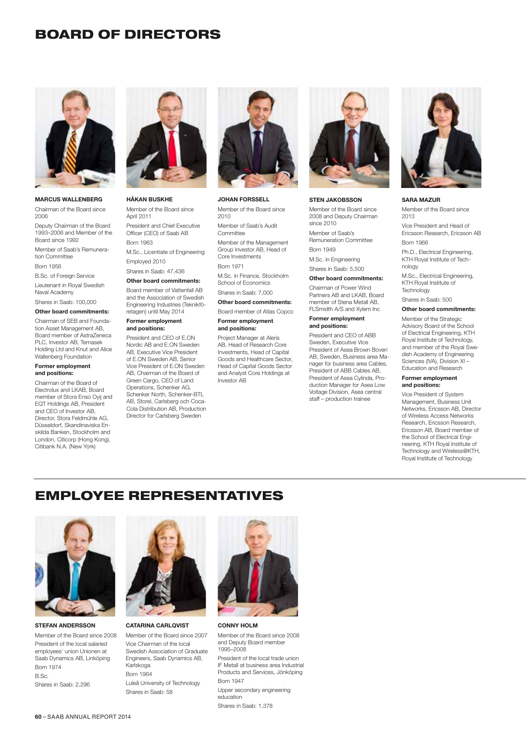# BOARD OF DIRECTORS

### MARCUS WALLENBERG

Chairman of the Board since 2006

Deputy Chairman of the Board 1993–2006 and Member of the Board since 1992

Member of Saab's Remuneration Committee

Born 1956

B.Sc. of Foreign Service

Lieutenant in Royal Swedish Naval Academy

Shares in Saab: 100,000

**Other board commitments:**

Chairman of SEB and Foundation Asset Management AB, Board member of AstraZeneca PLC, Investor AB, Temasek Holding Ltd and Knut and Alice Wallenberg Foundation

**Former employment and positions:**

Chairman of the Board of Electrolux and LKAB, Board member of Stora Enso Oyij and EQT Holdings AB, President and CEO of Investor AB, Director, Stora Feldmühle AG, Düsseldorf, Skandinaviska Enskilda Banken, Stockholm and London, Citicorp (Hong Kong), Citibank N.A. (New York)

### HÅKAN BUSKHE

Member of the Board since April 2011

President and Chief Executive Officer (CEO) of Saab AB

Born 1963

M.Sc., Licentiate of Engineering

Employed 2010

Shares in Saab: 47,436

**Other board commitments:**

Board member of Vattenfall AB and the Association of Swedish Engineering Industries (Teknikföretagen) until May 2014

**Former employment and positions:**

President and CEO of E.ON Nordic AB and E.ON Sweden AB, Executive Vice President of E.ON Sweden AB, Senior Vice President of E.ON Sweden AB, Chairman of the Board of Green Cargo, CEO of Land Operations, Schenker AG, Schenker North, Schenker-BTL AB, Storel, Carlsberg och Coca-Cola Distribution AB, Production Director for Carlsberg Sweden

### JOHAN FORSSELL

Member of the Board since 2010

Member of Saab's Audit Committee

Member of the Management Group Investor AB, Head of Core Investments

Born 1971

M.Sc. in Finance, Stockholm School of Economics

Shares in Saab: 7,000

**Other board commitments:**

Board member of Atlas Copco

**Former employment and positions:**

Project Manager at Aleris AB, Head of Research Core Investments, Head of Capital Goods and Healthcare Sector, Head of Capital Goods Sector and Analyst Core Holdings at Investor AB

### STEN JAKOBSSON

Member of the Board since 2008 and Deputy Chairman since 2010

Member of Saab's Remuneration Committee

Born 1949

M.Sc. in Engineering

Shares in Saab: 5,500

**Other board commitments:**

Chairman of Power Wind Partners AB and LKAB, Board member of Stena Metall AB, FLSmidth A/S and Xylem Inc

**Former employment and positions:**

President and CEO of ABB Sweden, Executive Vice President of Asea Brown Boveri AB, Sweden, Business area Manager for business area Cables, President of ABB Cables AB, President of Asea Cylinda, Production Manager for Asea Low Voltage Division, Asea central staff – production trainee

### SARA MAZUR

Member of the Board since 2013

Vice President and Head of Ericsson Research, Ericsson AB

Born 1966

Ph.D., Electrical Engineering, KTH Royal Institute of Technology

M.Sc., Electrical Engineering, KTH Royal Institute of Technology

Shares in Saab: 500

**Other board commitments:**

Member of the Strategic Advisory Board of the School of Electrical Engineering, KTH Royal Institute of Technology, and member of the Royal Swedish Academy of Engineering Sciences (IVA), Division XI – Education and Research

**Former employment and positions:**

Vice President of System Management, Business Unit Networks, Ericsson AB, Director of Wireless Access Networks Research, Ericsson Research, Ericsson AB, Board member of the School of Electrical Engineering, KTH Royal Institute of Technology and Wireless@KTH, Royal Institute of Technology

# EMPLOYEE REPRESENTATIVES

### STEFAN ANDERSSON

Member of the Board since 2008

President of the local salaried employees' union Unionen at Saab Dynamics AB, Linköping

Born 1974

B.Sc.

Shares in Saab: 2,296

### CATARINA CARLQVIST

Member of the Board since 2007

Vice Chairman of the local Swedish Association of Graduate Engineers, Saab Dynamics AB, Karlskoga

Born 1964

Luleå University of Technology

Shares in Saab: 58

### CONNY HOLM

Member of the Board since 2008 and Deputy Board member 1995–2008

President of the local trade union IF Metall at business area Industrial Products and Services, Jönköping

Born 1947

Upper secondary engineering education

Shares in Saab: 1,378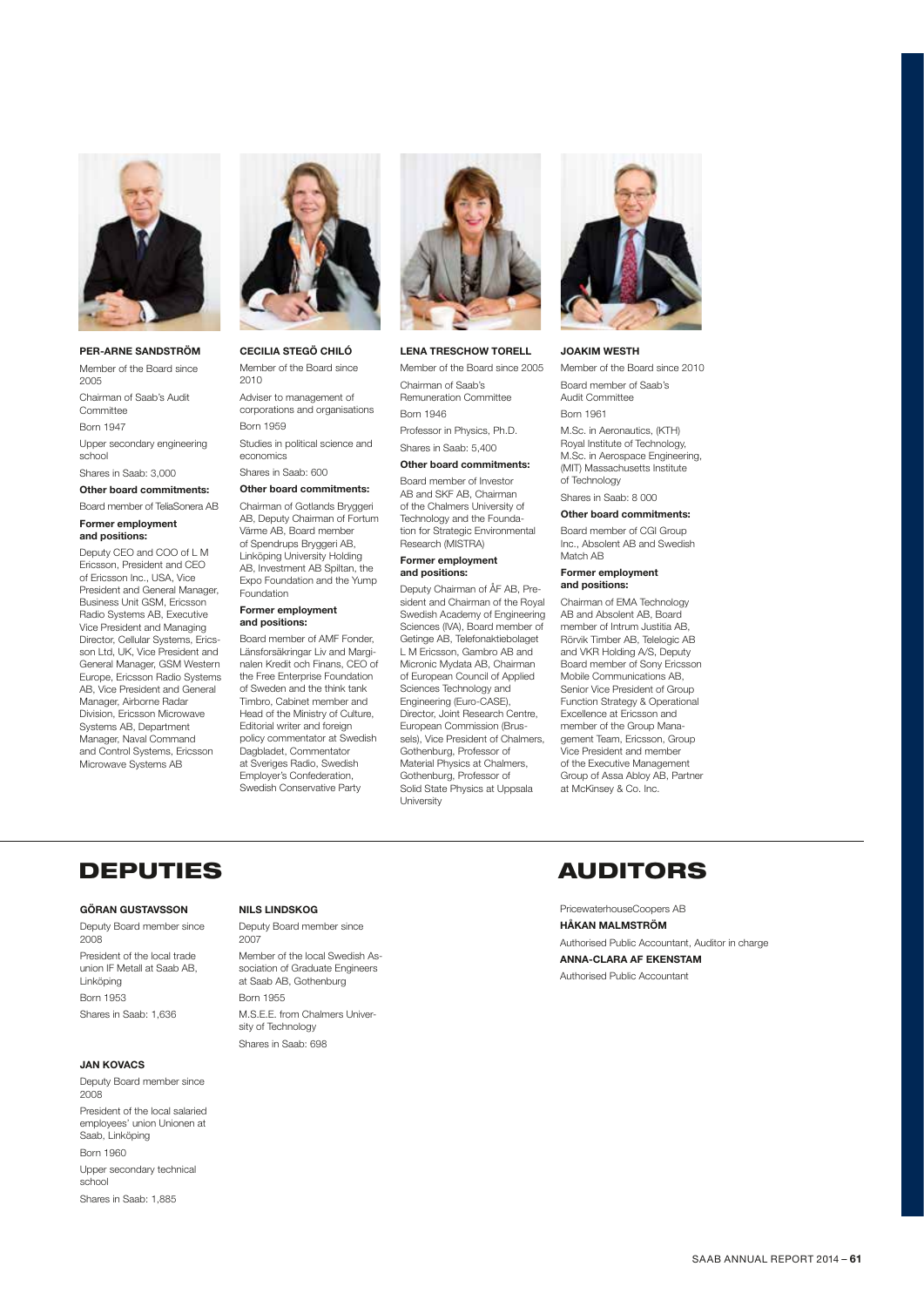**PER-ARNE SANDSTRÖM**

Member of the Board since 2005

Chairman of Saab's Audit Committee

Born 1947

Upper secondary engineering school

Shares in Saab: 3,000

**Other board commitments:**

Board member of TeliaSonera AB

**Former employment and positions:**

Deputy CEO and COO of L M Ericsson, President and CEO of Ericsson Inc., USA, Vice President and General Manager, Business Unit GSM, Ericsson Radio Systems AB, Executive Vice President and Managing Director, Cellular Systems, Ericsson Ltd, UK, Vice President and General Manager, GSM Western Europe, Ericsson Radio Systems AB, Vice President and General Manager, Airborne Radar Division, Ericsson Microwave Systems AB, Department Manager, Naval Command and Control Systems, Ericsson Microwave Systems AB

**CECILIA STEGÖ CHILÓ**

Member of the Board since 2010

Adviser to management of corporations and organisations

Born 1959

Studies in political science and economics

Shares in Saab: 600

**Other board commitments:**

Chairman of Gotlands Bryggeri AB, Deputy Chairman of Fortum Värme AB, Board member of Spendrups Bryggeri AB, Linköping University Holding AB, Investment AB Spiltan, the Expo Foundation and the Yump Foundation

**Former employment and positions:**

Board member of AMF Fonder, Länsförsäkringar Liv and Marginalen Kredit och Finans, CEO of the Free Enterprise Foundation of Sweden and the think tank Timbro, Cabinet member and Head of the Ministry of Culture, Editorial writer and foreign policy commentator at Swedish Dagbladet, Commentator at Sveriges Radio, Swedish Employer's Confederation, Swedish Conservative Party

**LENA TRESCHOW TORELL**

Member of the Board since 2005

Chairman of Saab's Remuneration Committee

Born 1946

Professor in Physics, Ph.D.

Shares in Saab: 5,400

**Other board commitments:**

Board member of Investor AB and SKF AB, Chairman of the Chalmers University of Technology and the Foundation for Strategic Environmental Research (MISTRA)

**Former employment and positions:**

Deputy Chairman of ÅF AB, President and Chairman of the Royal Swedish Academy of Engineering Sciences (IVA), Board member of Getinge AB, Telefonaktiebolaget L M Ericsson, Gambro AB and Micronic Mydata AB, Chairman of European Council of Applied Sciences Technology and Engineering (Euro-CASE), Director, Joint Research Centre, European Commission (Brussels), Vice President of Chalmers, Gothenburg, Professor of Material Physics at Chalmers, Gothenburg, Professor of Solid State Physics at Uppsala University

**JOAKIM WESTH**

Member of the Board since 2010

Board member of Saab's Audit Committee

Born 1961

M.Sc. in Aeronautics, (KTH) Royal Institute of Technology, M.Sc. in Aerospace Engineering, (MIT) Massachusetts Institute of Technology

Shares in Saab: 8 000

**Other board commitments:**

Board member of CGI Group Inc., Absolent AB and Swedish Match AB

**Former employment and positions:**

Chairman of EMA Technology AB and Absolent AB, Board member of Intrum Justitia AB, Rörvik Timber AB, Telelogic AB and VKR Holding A/S, Deputy Board member of Sony Ericsson Mobile Communications AB, Senior Vice President of Group Function Strategy & Operational Excellence at Ericsson and member of the Group Management Team, Ericsson, Group Vice President and member of the Executive Management Group of Assa Abloy AB, Partner at McKinsey & Co. Inc.

# DEPUTIES

**GÖRAN GUSTAVSSON**

Deputy Board member since 2008

President of the local trade union IF Metall at Saab AB, Linköping

Born 1953

Shares in Saab: 1,636

**JAN KOVACS**

Deputy Board member since 2008

President of the local salaried employees' union Unionen at Saab, Linköping

Born 1960

Upper secondary technical school

Shares in Saab: 1,885

**NILS LINDSKOG**

Deputy Board member since 2007

Member of the local Swedish Association of Graduate Engineers at Saab AB, Gothenburg

Born 1955

M.S.E.E. from Chalmers University of Technology

Shares in Saab: 698

# AUDITORS

PricewaterhouseCoopers AB

**HÅKAN MALMSTRÖM**

Authorised Public Accountant, Auditor in charge

**ANNA-CLARA AF EKENSTAM**

Authorised Public Accountant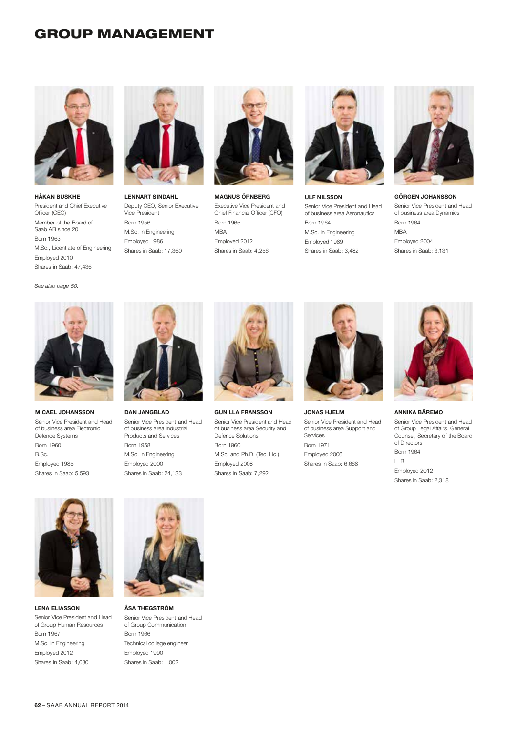# GROUP MANAGEMENT

**HÅKAN BUSKHE**
President and Chief Executive Officer (CEO)
Member of the Board of Saab AB since 2011
Born 1963
M.Sc., Licentiate of Engineering
Employed 2010
Shares in Saab: 47,436

*See also page 60.*

**LENNART SINDAHL**
Deputy CEO, Senior Executive Vice President
Born 1956
M.Sc. in Engineering
Employed 1986
Shares in Saab: 17,360

**MAGNUS ÖRNBERG**
Executive Vice President and Chief Financial Officer (CFO)
Born 1965
MBA
Employed 2012
Shares in Saab: 4,256

**ULF NILSSON**
Senior Vice President and Head of business area Aeronautics
Born 1964
M.Sc. in Engineering
Employed 1989
Shares in Saab: 3,482

**GÖRGEN JOHANSSON**
Senior Vice President and Head of business area Dynamics
Born 1964
MBA
Employed 2004
Shares in Saab: 3,131

**MICAEL JOHANSSON**
Senior Vice President and Head of business area Electronic Defence Systems
Born 1960
B.Sc.
Employed 1985
Shares in Saab: 5,593

**DAN JANGBLAD**
Senior Vice President and Head of business area Industrial Products and Services
Born 1958
M.Sc. in Engineering
Employed 2000
Shares in Saab: 24,133

**GUNILLA FRANSSON**
Senior Vice President and Head of business area Security and Defence Solutions
Born 1960
M.Sc. and Ph.D. (Tec. Lic.)
Employed 2008
Shares in Saab: 7,292

**JONAS HJELM**
Senior Vice President and Head of business area Support and Services
Born 1971
Employed 2006
Shares in Saab: 6,668

**ANNIKA BÄREMO**
Senior Vice President and Head of Group Legal Affairs, General Counsel, Secretary of the Board of Directors
Born 1964
LLB
Employed 2012
Shares in Saab: 2,318

**LENA ELIASSON**
Senior Vice President and Head of Group Human Resources
Born 1967
M.Sc. in Engineering
Employed 2012
Shares in Saab: 4,080

**ÅSA THEGSTRÖM**
Senior Vice President and Head of Group Communication
Born 1966
Technical college engineer
Employed 1990
Shares in Saab: 1,002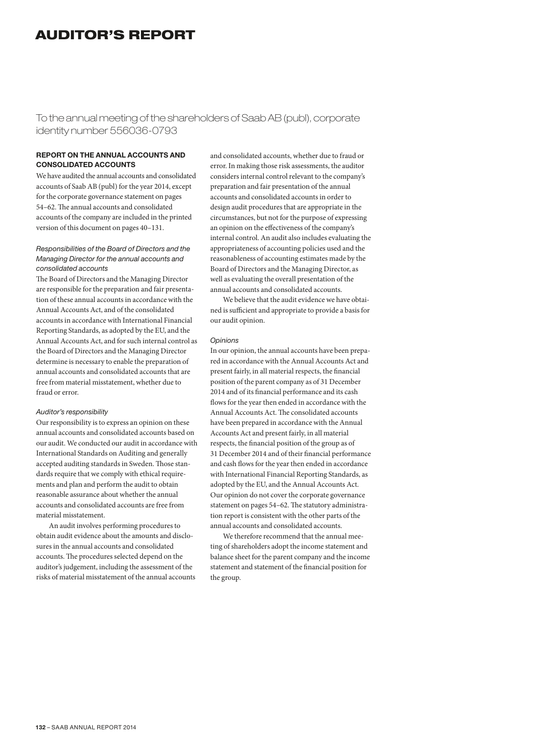# AUDITOR'S REPORT

To the annual meeting of the shareholders of Saab AB (publ), corporate identity number 556036-0793

### REPORT ON THE ANNUAL ACCOUNTS AND CONSOLIDATED ACCOUNTS

We have audited the annual accounts and consolidated accounts of Saab AB (publ) for the year 2014, except for the corporate governance statement on pages 54–62. The annual accounts and consolidated accounts of the company are included in the printed version of this document on pages 40–131.

*Responsibilities of the Board of Directors and the Managing Director for the annual accounts and consolidated accounts*

The Board of Directors and the Managing Director are responsible for the preparation and fair presentation of these annual accounts in accordance with the Annual Accounts Act, and of the consolidated accounts in accordance with International Financial Reporting Standards, as adopted by the EU, and the Annual Accounts Act, and for such internal control as the Board of Directors and the Managing Director determine is necessary to enable the preparation of annual accounts and consolidated accounts that are free from material misstatement, whether due to fraud or error.

*Auditor's responsibility*

Our responsibility is to express an opinion on these annual accounts and consolidated accounts based on our audit. We conducted our audit in accordance with International Standards on Auditing and generally accepted auditing standards in Sweden. Those standards require that we comply with ethical requirements and plan and perform the audit to obtain reasonable assurance about whether the annual accounts and consolidated accounts are free from material misstatement.

An audit involves performing procedures to obtain audit evidence about the amounts and disclosures in the annual accounts and consolidated accounts. The procedures selected depend on the auditor's judgement, including the assessment of the risks of material misstatement of the annual accounts and consolidated accounts, whether due to fraud or error. In making those risk assessments, the auditor considers internal control relevant to the company's preparation and fair presentation of the annual accounts and consolidated accounts in order to design audit procedures that are appropriate in the circumstances, but not for the purpose of expressing an opinion on the effectiveness of the company's internal control. An audit also includes evaluating the appropriateness of accounting policies used and the reasonableness of accounting estimates made by the Board of Directors and the Managing Director, as well as evaluating the overall presentation of the annual accounts and consolidated accounts.

We believe that the audit evidence we have obtained is sufficient and appropriate to provide a basis for our audit opinion.

*Opinions*

In our opinion, the annual accounts have been prepared in accordance with the Annual Accounts Act and present fairly, in all material respects, the financial position of the parent company as of 31 December 2014 and of its financial performance and its cash flows for the year then ended in accordance with the Annual Accounts Act. The consolidated accounts have been prepared in accordance with the Annual Accounts Act and present fairly, in all material respects, the financial position of the group as of 31 December 2014 and of their financial performance and cash flows for the year then ended in accordance with International Financial Reporting Standards, as adopted by the EU, and the Annual Accounts Act. Our opinion do not cover the corporate governance statement on pages 54–62. The statutory administration report is consistent with the other parts of the annual accounts and consolidated accounts.

We therefore recommend that the annual meeting of shareholders adopt the income statement and balance sheet for the parent company and the income statement and statement of the financial position for the group.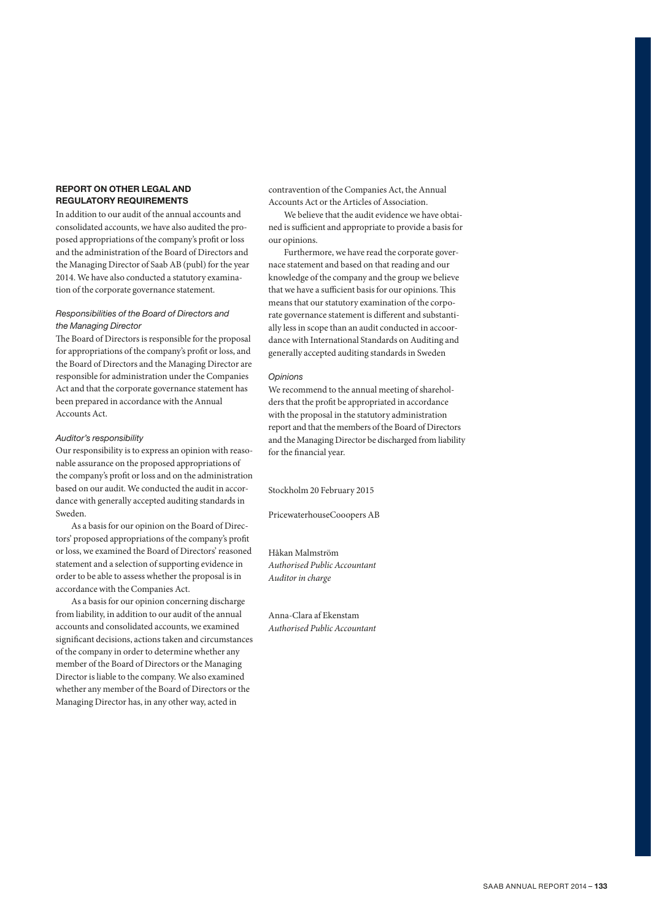## REPORT ON OTHER LEGAL AND REGULATORY REQUIREMENTS

In addition to our audit of the annual accounts and consolidated accounts, we have also audited the proposed appropriations of the company's profit or loss and the administration of the Board of Directors and the Managing Director of Saab AB (publ) for the year 2014. We have also conducted a statutory examination of the corporate governance statement.

### *Responsibilities of the Board of Directors and the Managing Director*

The Board of Directors is responsible for the proposal for appropriations of the company's profit or loss, and the Board of Directors and the Managing Director are responsible for administration under the Companies Act and that the corporate governance statement has been prepared in accordance with the Annual Accounts Act.

### *Auditor's responsibility*

Our responsibility is to express an opinion with reasonable assurance on the proposed appropriations of the company's profit or loss and on the administration based on our audit. We conducted the audit in accordance with generally accepted auditing standards in Sweden.

As a basis for our opinion on the Board of Directors' proposed appropriations of the company's profit or loss, we examined the Board of Directors' reasoned statement and a selection of supporting evidence in order to be able to assess whether the proposal is in accordance with the Companies Act.

As a basis for our opinion concerning discharge from liability, in addition to our audit of the annual accounts and consolidated accounts, we examined significant decisions, actions taken and circumstances of the company in order to determine whether any member of the Board of Directors or the Managing Director is liable to the company. We also examined whether any member of the Board of Directors or the Managing Director has, in any other way, acted in contravention of the Companies Act, the Annual Accounts Act or the Articles of Association.

We believe that the audit evidence we have obtained is sufficient and appropriate to provide a basis for our opinions.

Furthermore, we have read the corporate governace statement and based on that reading and our knowledge of the company and the group we believe that we have a sufficient basis for our opinions. This means that our statutory examination of the corporate governance statement is different and substantially less in scope than an audit conducted in accoordance with International Standards on Auditing and generally accepted auditing standards in Sweden

### *Opinions*

We recommend to the annual meeting of shareholders that the profit be appropriated in accordance with the proposal in the statutory administration report and that the members of the Board of Directors and the Managing Director be discharged from liability for the financial year.

Stockholm 20 February 2015

PricewaterhouseCooopers AB

Håkan Malmström
*Authorised Public Accountant*
*Auditor in charge*

Anna-Clara af Ekenstam
*Authorised Public Accountant*